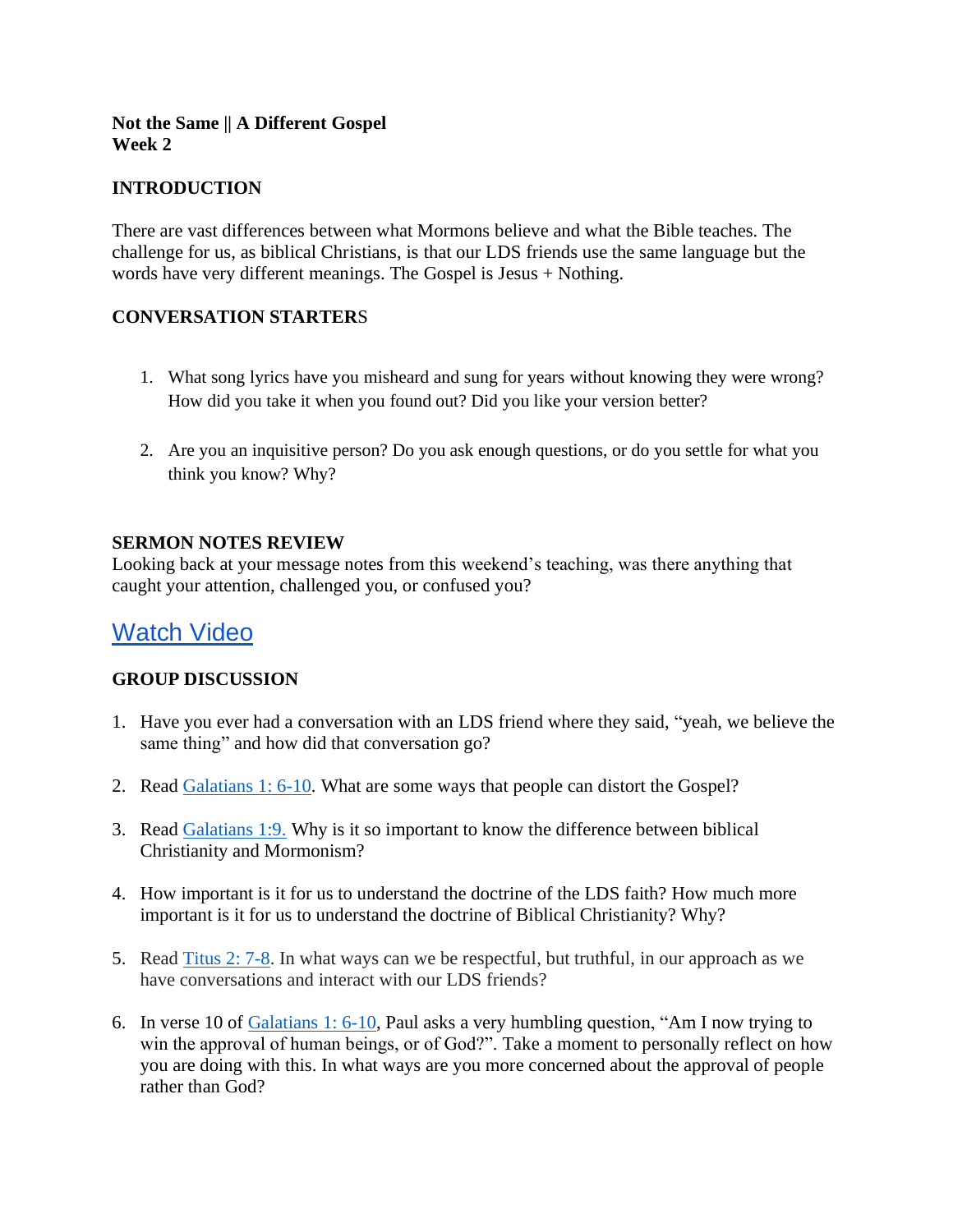**Not the Same || A Different Gospel**
**Week 2**

## INTRODUCTION

There are vast differences between what Mormons believe and what the Bible teaches. The challenge for us, as biblical Christians, is that our LDS friends use the same language but the words have very different meanings. The Gospel is Jesus + Nothing.

## CONVERSATION STARTERS

1. What song lyrics have you misheard and sung for years without knowing they were wrong? How did you take it when you found out? Did you like your version better?

2. Are you an inquisitive person? Do you ask enough questions, or do you settle for what you think you know? Why?

## SERMON NOTES REVIEW

Looking back at your message notes from this weekend's teaching, was there anything that caught your attention, challenged you, or confused you?

## Watch Video

## GROUP DISCUSSION

1. Have you ever had a conversation with an LDS friend where they said, "yeah, we believe the same thing" and how did that conversation go?

2. Read Galatians 1: 6-10. What are some ways that people can distort the Gospel?

3. Read Galatians 1:9. Why is it so important to know the difference between biblical Christianity and Mormonism?

4. How important is it for us to understand the doctrine of the LDS faith? How much more important is it for us to understand the doctrine of Biblical Christianity? Why?

5. Read Titus 2: 7-8. In what ways can we be respectful, but truthful, in our approach as we have conversations and interact with our LDS friends?

6. In verse 10 of Galatians 1: 6-10, Paul asks a very humbling question, "Am I now trying to win the approval of human beings, or of God?". Take a moment to personally reflect on how you are doing with this. In what ways are you more concerned about the approval of people rather than God?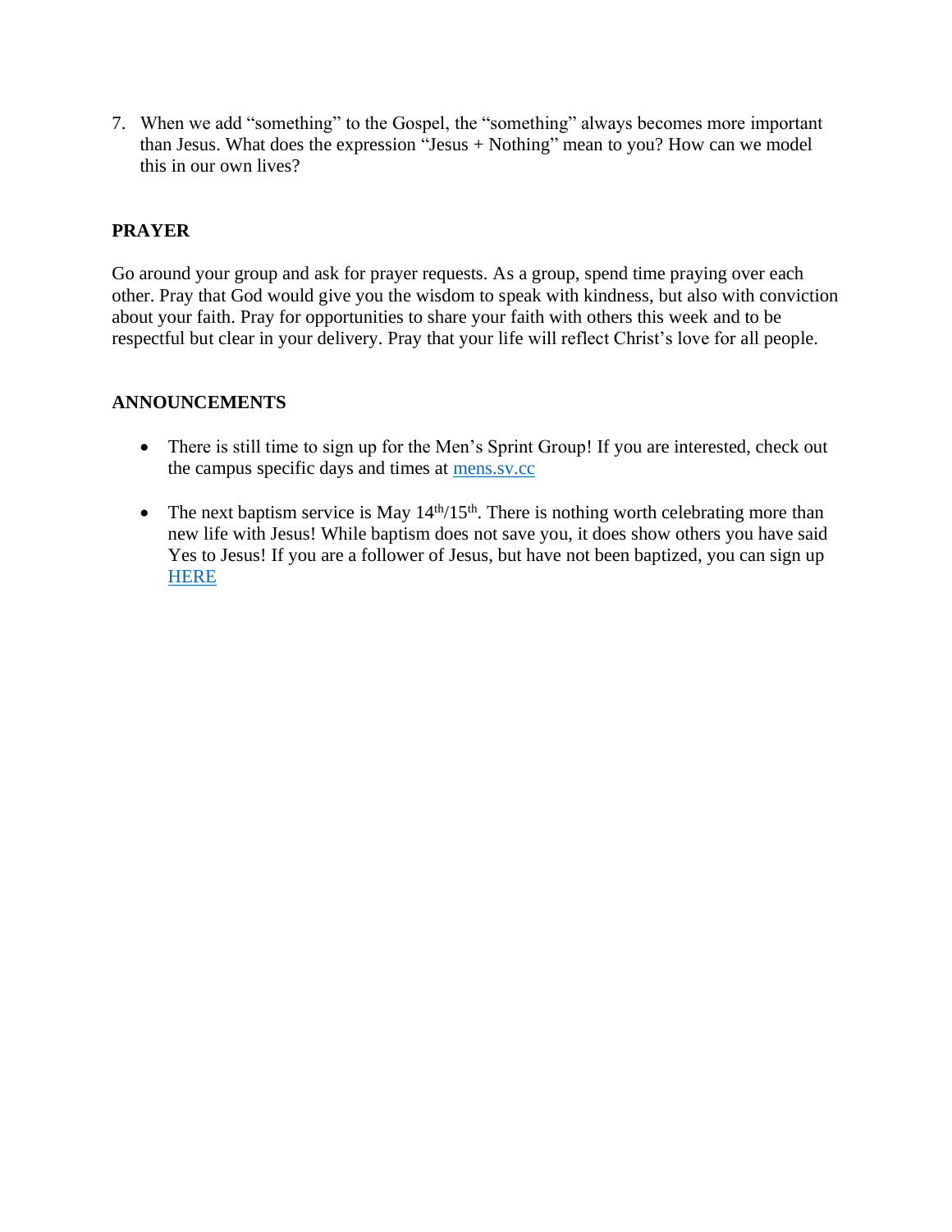7. When we add "something" to the Gospel, the "something" always becomes more important than Jesus. What does the expression "Jesus + Nothing" mean to you? How can we model this in our own lives?

**PRAYER**

Go around your group and ask for prayer requests. As a group, spend time praying over each other. Pray that God would give you the wisdom to speak with kindness, but also with conviction about your faith. Pray for opportunities to share your faith with others this week and to be respectful but clear in your delivery. Pray that your life will reflect Christ's love for all people.

**ANNOUNCEMENTS**

- There is still time to sign up for the Men's Sprint Group! If you are interested, check out the campus specific days and times at [mens.sv.cc](mens.sv.cc)
- The next baptism service is May 14th/15th. There is nothing worth celebrating more than new life with Jesus! While baptism does not save you, it does show others you have said Yes to Jesus! If you are a follower of Jesus, but have not been baptized, you can sign up HERE